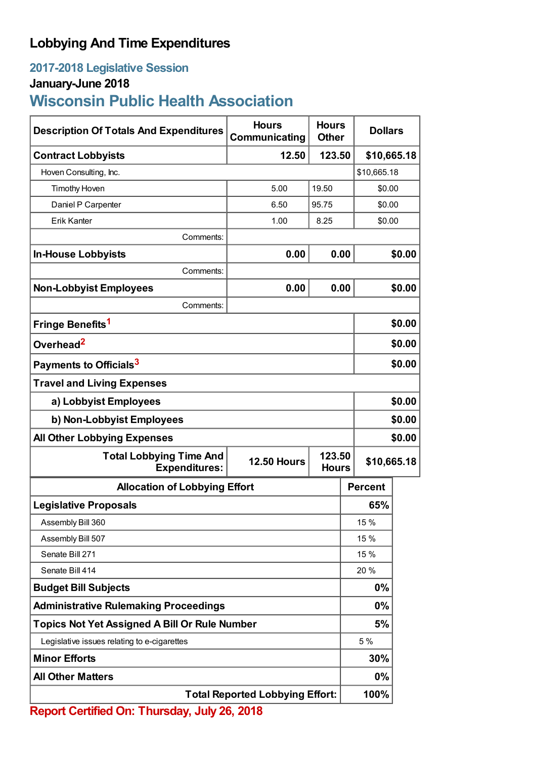# Lobbying And Time Expenditures

## 2017-2018 Legislative Session

### January-June 2018

## Wisconsin Public Health Association

| Description Of Totals And Expenditures | Hours Communicating | Hours Other | Dollars |
|---|---|---|---|
| **Contract Lobbyists** | **12.50** | **123.50** | **$10,665.18** |
| Hoven Consulting, Inc. | | | $10,665.18 |
| Timothy Hoven | 5.00 | 19.50 | $0.00 |
| Daniel P Carpenter | 6.50 | 95.75 | $0.00 |
| Erik Kanter | 1.00 | 8.25 | $0.00 |
| Comments: | | | |
| **In-House Lobbyists** | **0.00** | **0.00** | **$0.00** |
| Comments: | | | |
| **Non-Lobbyist Employees** | **0.00** | **0.00** | **$0.00** |
| Comments: | | | |
| **Fringe Benefits**[1] | | | **$0.00** |
| **Overhead**[2] | | | **$0.00** |
| **Payments to Officials**[3] | | | **$0.00** |
| **Travel and Living Expenses** | | | |
| **a) Lobbyist Employees** | | | **$0.00** |
| **b) Non-Lobbyist Employees** | | | **$0.00** |
| **All Other Lobbying Expenses** | | | **$0.00** |
| **Total Lobbying Time And Expenditures:** | **12.50 Hours** | **123.50 Hours** | **$10,665.18** |

| Allocation of Lobbying Effort | Percent |
|---|---|
| **Legislative Proposals** | **65%** |
| Assembly Bill 360 | 15 % |
| Assembly Bill 507 | 15 % |
| Senate Bill 271 | 15 % |
| Senate Bill 414 | 20 % |
| **Budget Bill Subjects** | **0%** |
| **Administrative Rulemaking Proceedings** | **0%** |
| **Topics Not Yet Assigned A Bill Or Rule Number** | **5%** |
| Legislative issues relating to e-cigarettes | 5 % |
| **Minor Efforts** | **30%** |
| **All Other Matters** | **0%** |
| **Total Reported Lobbying Effort:** | **100%** |

**Report Certified On: Thursday, July 26, 2018**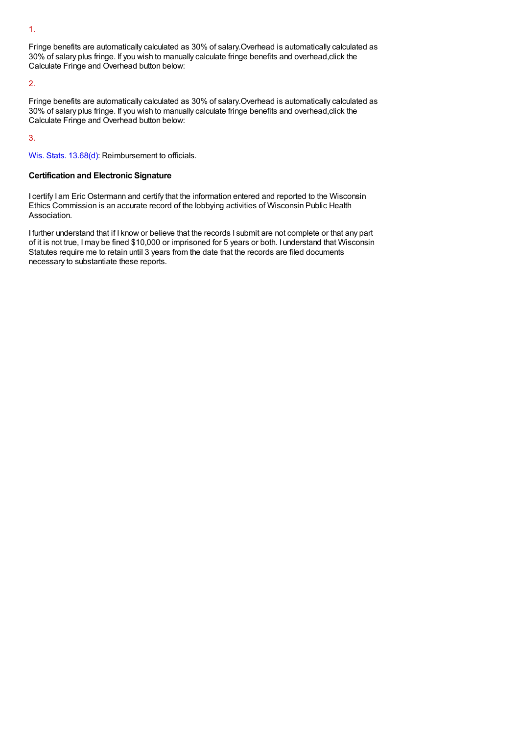1.

Fringe benefits are automatically calculated as 30% of salary.Overhead is automatically calculated as 30% of salary plus fringe. If you wish to manually calculate fringe benefits and overhead,click the Calculate Fringe and Overhead button below:

2.

Fringe benefits are automatically calculated as 30% of salary.Overhead is automatically calculated as 30% of salary plus fringe. If you wish to manually calculate fringe benefits and overhead,click the Calculate Fringe and Overhead button below:

3.

Wis. Stats. 13.68(d): Reimbursement to officials.

**Certification and Electronic Signature**

I certify I am Eric Ostermann and certify that the information entered and reported to the Wisconsin Ethics Commission is an accurate record of the lobbying activities of Wisconsin Public Health Association.

I further understand that if I know or believe that the records I submit are not complete or that any part of it is not true, I may be fined $10,000 or imprisoned for 5 years or both. I understand that Wisconsin Statutes require me to retain until 3 years from the date that the records are filed documents necessary to substantiate these reports.